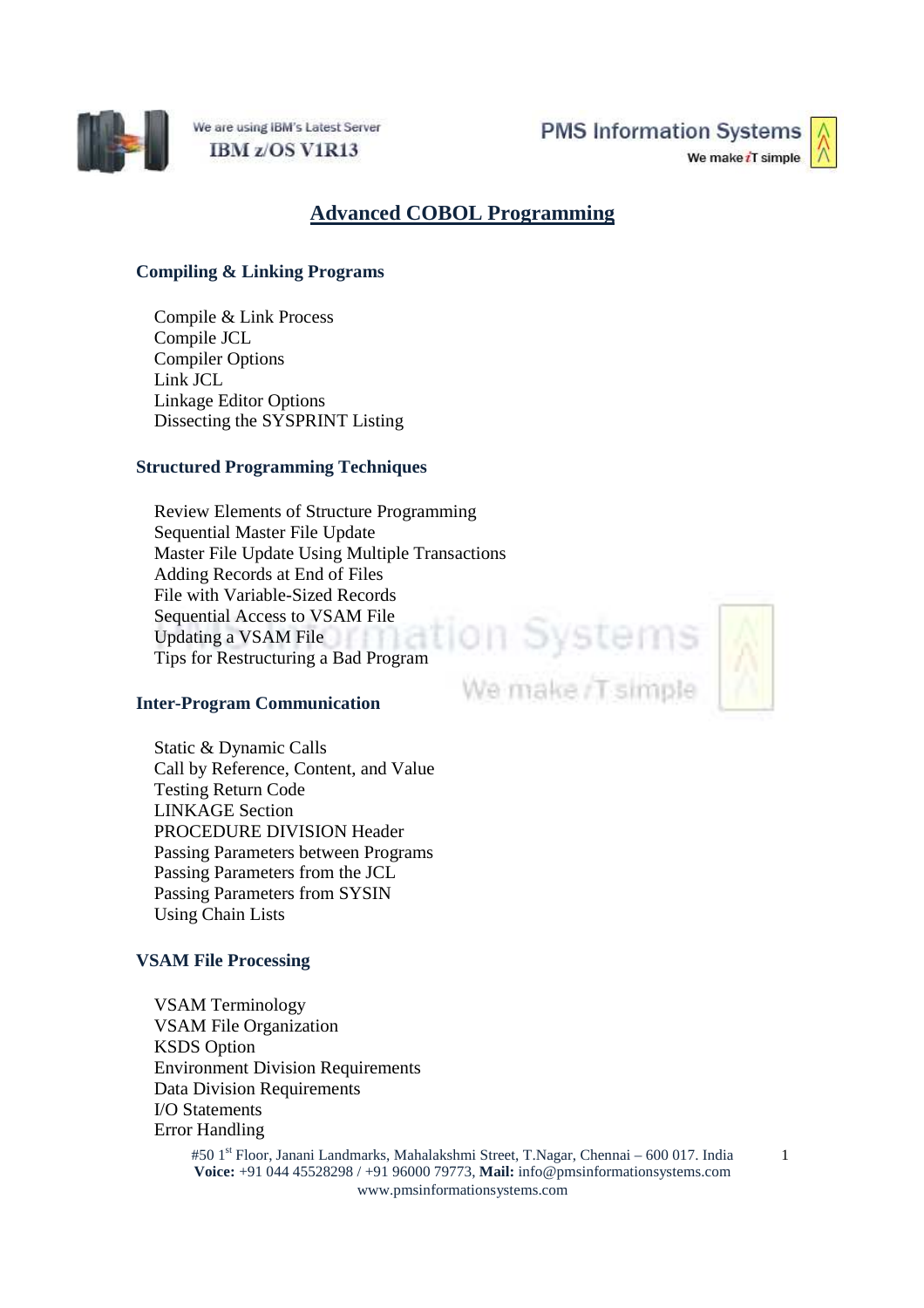# Advanced COBOL Programming

### Compiling & Linking Programs

- Compile & Link Process
- Compile JCL
- Compiler Options
- Link JCL
- Linkage Editor Options
- Dissecting the SYSPRINT Listing

### Structured Programming Techniques

- Review Elements of Structure Programming
- Sequential Master File Update
- Master File Update Using Multiple Transactions
- Adding Records at End of Files
- File with Variable-Sized Records
- Sequential Access to VSAM File
- Updating a VSAM File
- Tips for Restructuring a Bad Program

### Inter-Program Communication

- Static & Dynamic Calls
- Call by Reference, Content, and Value
- Testing Return Code
- LINKAGE Section
- PROCEDURE DIVISION Header
- Passing Parameters between Programs
- Passing Parameters from the JCL
- Passing Parameters from SYSIN
- Using Chain Lists

### VSAM File Processing

- VSAM Terminology
- VSAM File Organization
- KSDS Option
- Environment Division Requirements
- Data Division Requirements
- I/O Statements
- Error Handling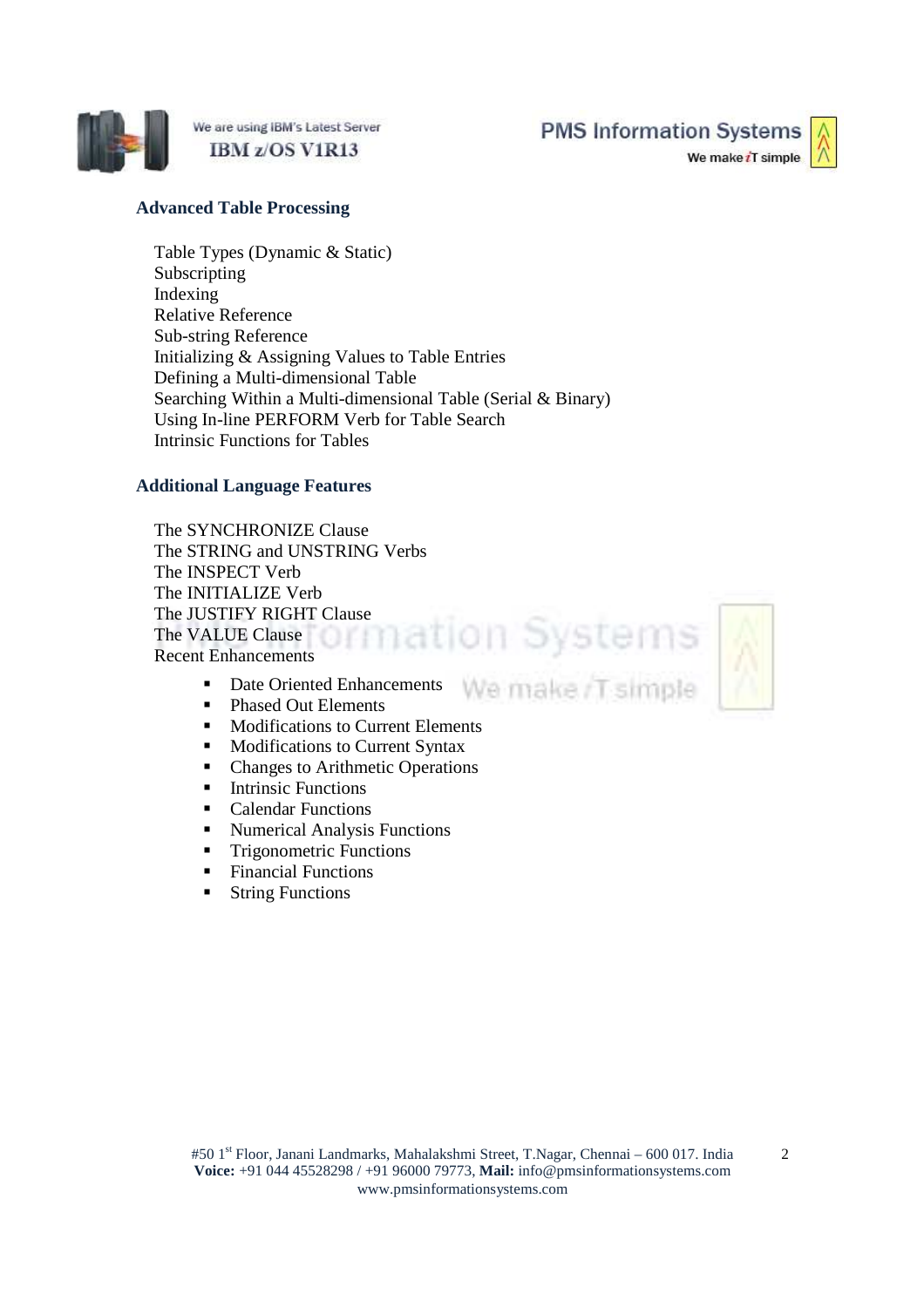## Advanced Table Processing

Table Types (Dynamic & Static)
Subscripting
Indexing
Relative Reference
Sub-string Reference
Initializing & Assigning Values to Table Entries
Defining a Multi-dimensional Table
Searching Within a Multi-dimensional Table (Serial & Binary)
Using In-line PERFORM Verb for Table Search
Intrinsic Functions for Tables

## Additional Language Features

The SYNCHRONIZE Clause
The STRING and UNSTRING Verbs
The INSPECT Verb
The INITIALIZE Verb
The JUSTIFY RIGHT Clause
The VALUE Clause
Recent Enhancements

- Date Oriented Enhancements
- Phased Out Elements
- Modifications to Current Elements
- Modifications to Current Syntax
- Changes to Arithmetic Operations
- Intrinsic Functions
- Calendar Functions
- Numerical Analysis Functions
- Trigonometric Functions
- Financial Functions
- String Functions